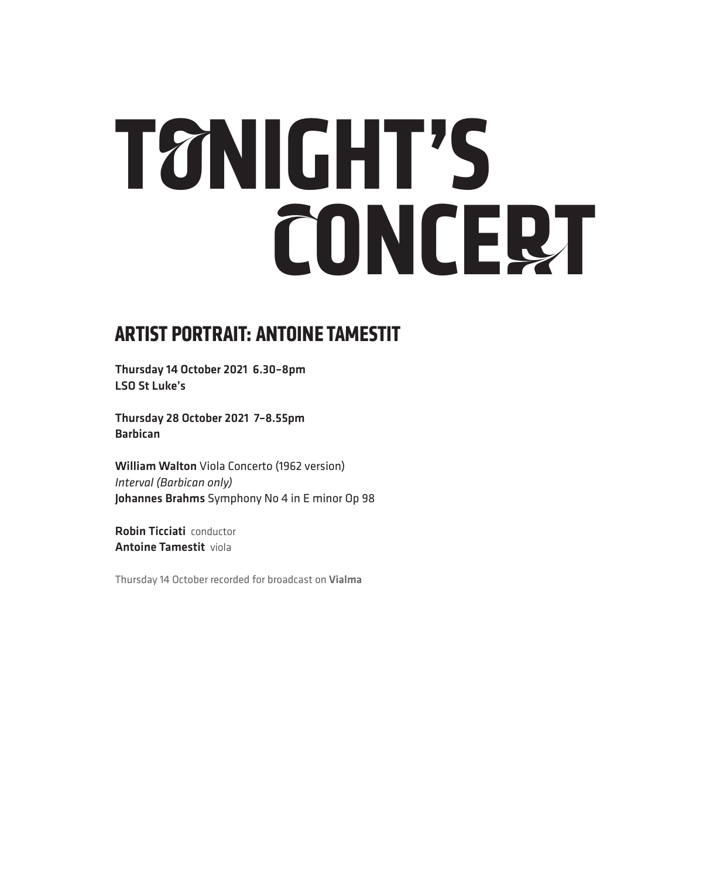# TONIGHT'S CONCERT

## ARTIST PORTRAIT: ANTOINE TAMESTIT

**Thursday 14 October 2021 6.30–8pm**
**LSO St Luke's**

**Thursday 28 October 2021 7–8.55pm**
**Barbican**

**William Walton** Viola Concerto (1962 version)
*Interval (Barbican only)*
**Johannes Brahms** Symphony No 4 in E minor Op 98

**Robin Ticciati** conductor
**Antoine Tamestit** viola

Thursday 14 October recorded for broadcast on **Vialma**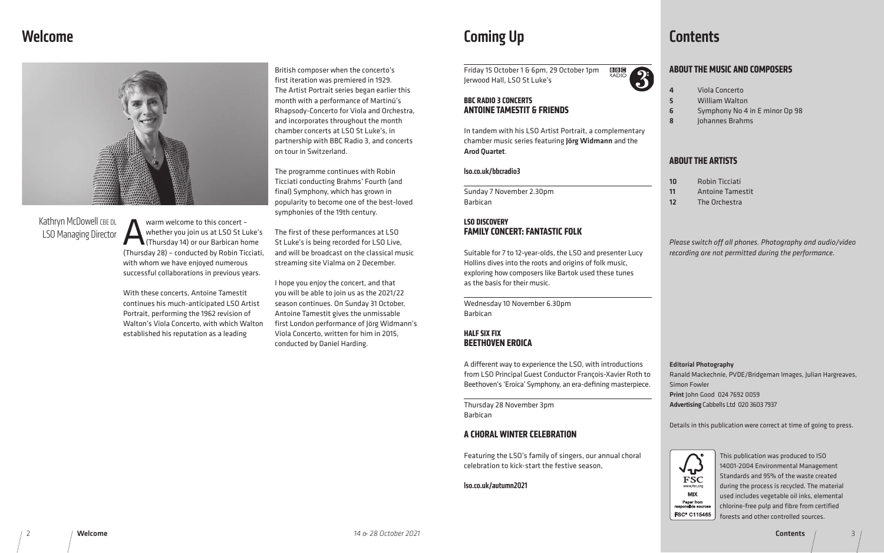# Welcome

Kathryn McDowell CBE DL
LSO Managing Director

A warm welcome to this concert – whether you join us at LSO St Luke's (Thursday 14) or our Barbican home (Thursday 28) – conducted by Robin Ticciati, with whom we have enjoyed numerous successful collaborations in previous years.

With these concerts, Antoine Tamestit continues his much-anticipated LSO Artist Portrait, performing the 1962 revision of Walton's Viola Concerto, with which Walton established his reputation as a leading British composer when the concerto's first iteration was premiered in 1929. The Artist Portrait series began earlier this month with a performance of Martinů's Rhapsody-Concerto for Viola and Orchestra, and incorporates throughout the month chamber concerts at LSO St Luke's, in partnership with BBC Radio 3, and concerts on tour in Switzerland.

The programme continues with Robin Ticciati conducting Brahms' Fourth (and final) Symphony, which has grown in popularity to become one of the best-loved symphonies of the 19th century.

The first of these performances at LSO St Luke's is being recorded for LSO Live, and will be broadcast on the classical music streaming site Vialma on 2 December.

I hope you enjoy the concert, and that you will be able to join us as the 2021/22 season continues. On Sunday 31 October, Antoine Tamestit gives the unmissable first London performance of Jörg Widmann's Viola Concerto, written for him in 2015, conducted by Daniel Harding.

# Coming Up

Friday 15 October 1 & 6pm, 29 October 1pm
Jerwood Hall, LSO St Luke's

**BBC RADIO 3 CONCERTS**
**ANTOINE TAMESTIT & FRIENDS**

In tandem with his LSO Artist Portrait, a complementary chamber music series featuring **Jörg Widmann** and the **Arod Quartet**.

**lso.co.uk/bbcradio3**

Sunday 7 November 2.30pm
Barbican

**LSO DISCOVERY**
**FAMILY CONCERT: FANTASTIC FOLK**

Suitable for 7 to 12-year-olds, the LSO and presenter Lucy Hollins dives into the roots and origins of folk music, exploring how composers like Bartok used these tunes as the basis for their music.

Wednesday 10 November 6.30pm
Barbican

**HALF SIX FIX**
**BEETHOVEN EROICA**

A different way to experience the LSO, with introductions from LSO Principal Guest Conductor François-Xavier Roth to Beethoven's 'Eroica' Symphony, an era-defining masterpiece.

Thursday 28 November 3pm
Barbican

**A CHORAL WINTER CELEBRATION**

Featuring the LSO's family of singers, our annual choral celebration to kick-start the festive season,

**lso.co.uk/autumn2021**

# Contents

## ABOUT THE MUSIC AND COMPOSERS

- **4** Viola Concerto
- **5** William Walton
- **6** Symphony No 4 in E minor Op 98
- **8** Johannes Brahms

## ABOUT THE ARTISTS

- **10** Robin Ticciati
- **11** Antoine Tamestit
- **12** The Orchestra

*Please switch off all phones. Photography and audio/video recording are not permitted during the performance.*

**Editorial Photography**
Ranald Mackechnie, PVDE/Bridgeman Images, Julian Hargreaves, Simon Fowler
**Print** John Good 024 7692 0059
**Advertising** Cabbells Ltd 020 3603 7937

Details in this publication were correct at time of going to press.

This publication was produced to ISO 14001-2004 Environmental Management Standards and 95% of the waste created during the process is recycled. The material used includes vegetable oil inks, elemental chlorine-free pulp and fibre from certified forests and other controlled sources.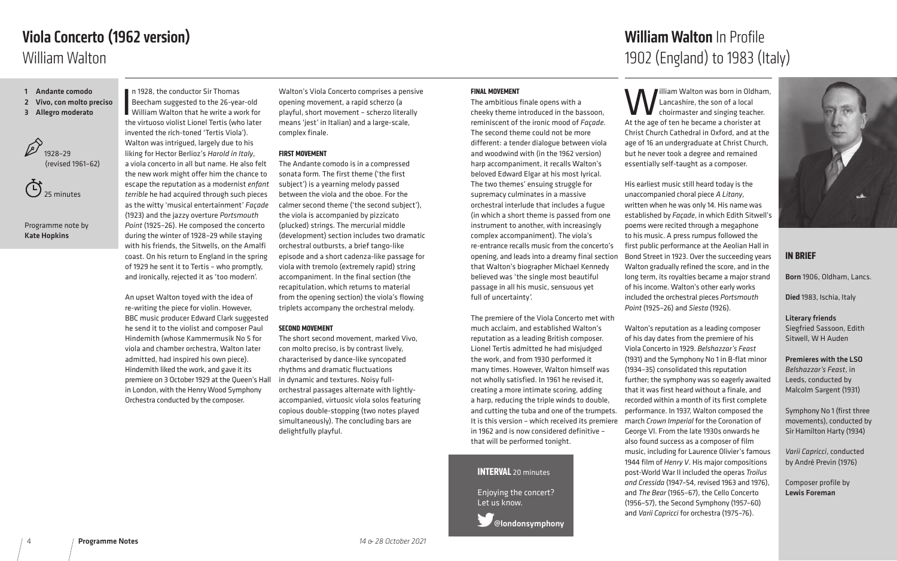# Viola Concerto (1962 version)
## William Walton

1. Andante comodo
2. Vivo, con molto preciso
3. Allegro moderato

1928–29 (revised 1961–62)

25 minutes

Programme note by **Kate Hopkins**

In 1928, the conductor Sir Thomas Beecham suggested to the 26-year-old William Walton that he write a work for the virtuoso violist Lionel Tertis (who later invented the rich-toned 'Tertis Viola'). Walton was intrigued, largely due to his liking for Hector Berlioz's *Harold in Italy*, a viola concerto in all but name. He also felt the new work might offer him the chance to escape the reputation as a modernist *enfant terrible* he had acquired through such pieces as the witty 'musical entertainment' *Façade* (1923) and the jazzy overture *Portsmouth Point* (1925–26). He composed the concerto during the winter of 1928–29 while staying with his friends, the Sitwells, on the Amalfi coast. On his return to England in the spring of 1929 he sent it to Tertis – who promptly, and ironically, rejected it as 'too modern'.

An upset Walton toyed with the idea of re-writing the piece for violin. However, BBC music producer Edward Clark suggested he send it to the violist and composer Paul Hindemith (whose Kammermusik No 5 for viola and chamber orchestra, Walton later admitted, had inspired his own piece). Hindemith liked the work, and gave it its premiere on 3 October 1929 at the Queen's Hall in London, with the Henry Wood Symphony Orchestra conducted by the composer.

Walton's Viola Concerto comprises a pensive opening movement, a rapid scherzo (a playful, short movement – scherzo literally means 'jest' in Italian) and a large-scale, complex finale.

### FIRST MOVEMENT

The Andante comodo is in a compressed sonata form. The first theme ('the first subject') is a yearning melody passed between the viola and the oboe. For the calmer second theme ('the second subject'), the viola is accompanied by pizzicato (plucked) strings. The mercurial middle (development) section includes two dramatic orchestral outbursts, a brief tango-like episode and a short cadenza-like passage for viola with tremolo (extremely rapid) string accompaniment. In the final section (the recapitulation, which returns to material from the opening section) the viola's flowing triplets accompany the orchestral melody.

### SECOND MOVEMENT

The short second movement, marked Vivo, con molto preciso, is by contrast lively, characterised by dance-like syncopated rhythms and dramatic fluctuations in dynamic and textures. Noisy full-orchestral passages alternate with lightly-accompanied, virtuosic viola solos featuring copious double-stopping (two notes played simultaneously). The concluding bars are delightfully playful.

### FINAL MOVEMENT

The ambitious finale opens with a cheeky theme introduced in the bassoon, reminiscent of the ironic mood of *Façade*. The second theme could not be more different: a tender dialogue between viola and woodwind with (in the 1962 version) harp accompaniment, it recalls Walton's beloved Edward Elgar at his most lyrical. The two themes' ensuing struggle for supremacy culminates in a massive orchestral interlude that includes a fugue (in which a short theme is passed from one instrument to another, with increasingly complex accompaniment). The viola's re-entrance recalls music from the concerto's opening, and leads into a dreamy final section that Walton's biographer Michael Kennedy believed was 'the single most beautiful passage in all his music, sensuous yet full of uncertainty'.

The premiere of the Viola Concerto met with much acclaim, and established Walton's reputation as a leading British composer. Lionel Tertis admitted he had misjudged the work, and from 1930 performed it many times. However, Walton himself was not wholly satisfied. In 1961 he revised it, creating a more intimate scoring, adding a harp, reducing the triple winds to double, and cutting the tuba and one of the trumpets. It is this version – which received its premiere in 1962 and is now considered definitive – that will be performed tonight.

**INTERVAL** 20 minutes

Enjoying the concert? Let us know.

**@londonsymphony**

# William Walton In Profile
## 1902 (England) to 1983 (Italy)

William Walton was born in Oldham, Lancashire, the son of a local choirmaster and singing teacher. At the age of ten he became a chorister at Christ Church Cathedral in Oxford, and at the age of 16 an undergraduate at Christ Church, but he never took a degree and remained essentially self-taught as a composer.

His earliest music still heard today is the unaccompanied choral piece *A Litany*, written when he was only 14. His name was established by *Façade*, in which Edith Sitwell's poems were recited through a megaphone to his music. A press rumpus followed the first public performance at the Aeolian Hall in Bond Street in 1923. Over the succeeding years Walton gradually refined the score, and in the long term, its royalties became a major strand of his income. Walton's other early works included the orchestral pieces *Portsmouth Point* (1925–26) and *Siesta* (1926).

Walton's reputation as a leading composer of his day dates from the premiere of his Viola Concerto in 1929. *Belshazzar's Feast* (1931) and the Symphony No 1 in B-flat minor (1934–35) consolidated that reputation further; the symphony was so eagerly awaited that it was first heard without a finale, and recorded within a month of its first complete performance. In 1937, Walton composed the march *Crown Imperial* for the Coronation of George VI. From the late 1930s onwards he also found success as a composer of film music, including for Laurence Olivier's famous 1944 film of *Henry V*. His major compositions post-World War II included the operas *Troilus and Cressida* (1947–54, revised 1963 and 1976), and *The Bear* (1965–67), the Cello Concerto (1956–57), the Second Symphony (1957–60) and *Varii Capricci* for orchestra (1975–76).

### IN BRIEF

**Born** 1906, Oldham, Lancs.

**Died** 1983, Ischia, Italy

**Literary friends**
Siegfried Sassoon, Edith Sitwell, W H Auden

**Premieres with the LSO**
*Belshazzar's Feast*, in Leeds, conducted by Malcolm Sargent (1931)

Symphony No 1 (first three movements), conducted by Sir Hamilton Harty (1934)

*Varii Capricci*, conducted by André Previn (1976)

Composer profile by **Lewis Foreman**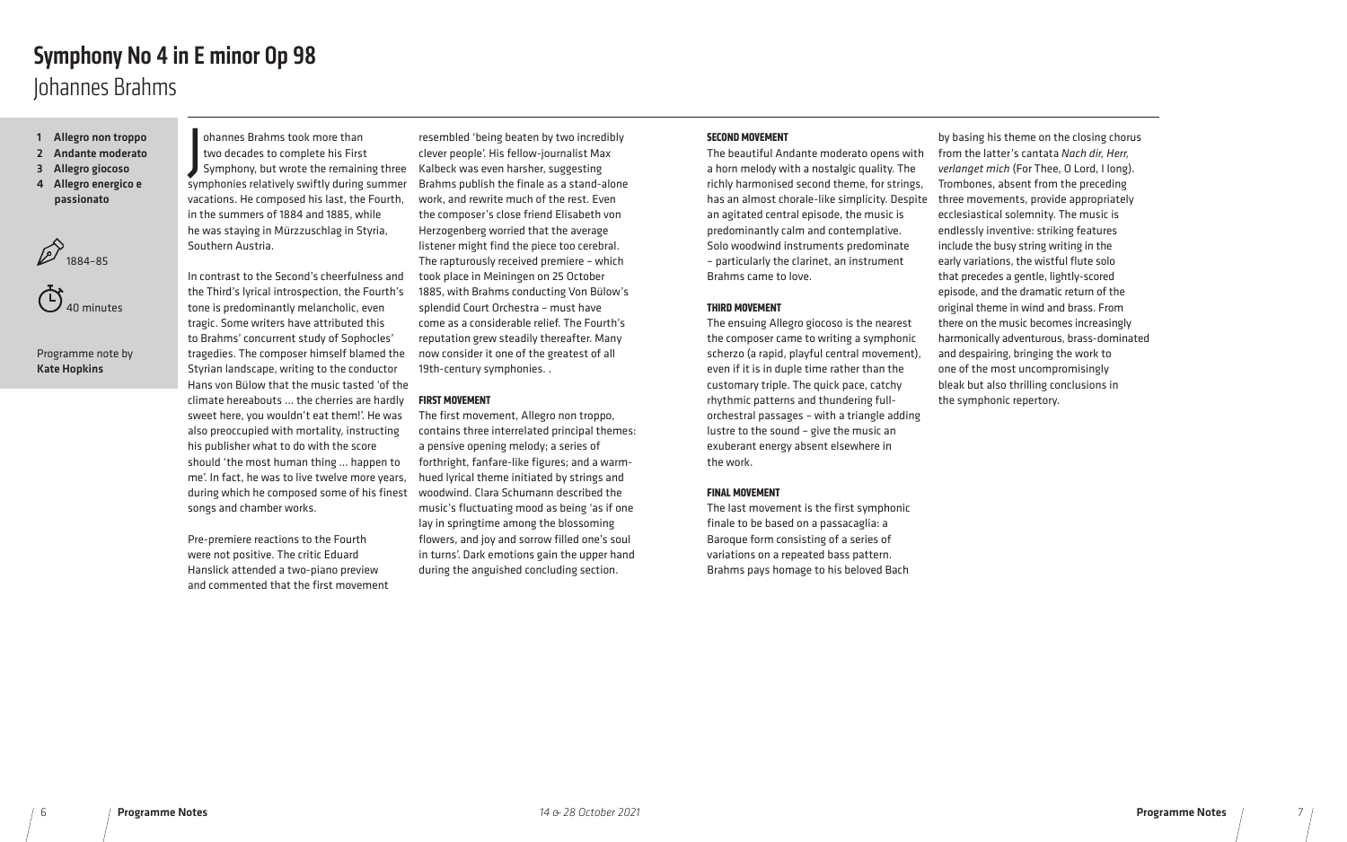# Symphony No 4 in E minor Op 98

Johannes Brahms

1. **Allegro non troppo**
2. **Andante moderato**
3. **Allegro giocoso**
4. **Allegro energico e passionato**

1884–85

40 minutes

Programme note by **Kate Hopkins**

Johannes Brahms took more than two decades to complete his First Symphony, but wrote the remaining three symphonies relatively swiftly during summer vacations. He composed his last, the Fourth, in the summers of 1884 and 1885, while he was staying in Mürzzuschlag in Styria, Southern Austria.

In contrast to the Second's cheerfulness and the Third's lyrical introspection, the Fourth's tone is predominantly melancholic, even tragic. Some writers have attributed this to Brahms' concurrent study of Sophocles' tragedies. The composer himself blamed the Styrian landscape, writing to the conductor Hans von Bülow that the music tasted 'of the climate hereabouts … the cherries are hardly sweet here, you wouldn't eat them!'. He was also preoccupied with mortality, instructing his publisher what to do with the score should 'the most human thing … happen to me'. In fact, he was to live twelve more years, during which he composed some of his finest songs and chamber works.

Pre-premiere reactions to the Fourth were not positive. The critic Eduard Hanslick attended a two-piano preview and commented that the first movement resembled 'being beaten by two incredibly clever people'. His fellow-journalist Max Kalbeck was even harsher, suggesting Brahms publish the finale as a stand-alone work, and rewrite much of the rest. Even the composer's close friend Elisabeth von Herzogenberg worried that the average listener might find the piece too cerebral. The rapturously received premiere – which took place in Meiningen on 25 October 1885, with Brahms conducting Von Bülow's splendid Court Orchestra – must have come as a considerable relief. The Fourth's reputation grew steadily thereafter. Many now consider it one of the greatest of all 19th-century symphonies. .

### FIRST MOVEMENT

The first movement, Allegro non troppo, contains three interrelated principal themes: a pensive opening melody; a series of forthright, fanfare-like figures; and a warm-hued lyrical theme initiated by strings and woodwind. Clara Schumann described the music's fluctuating mood as being 'as if one lay in springtime among the blossoming flowers, and joy and sorrow filled one's soul in turns'. Dark emotions gain the upper hand during the anguished concluding section.

### SECOND MOVEMENT

The beautiful Andante moderato opens with a horn melody with a nostalgic quality. The richly harmonised second theme, for strings, has an almost chorale-like simplicity. Despite an agitated central episode, the music is predominantly calm and contemplative. Solo woodwind instruments predominate – particularly the clarinet, an instrument Brahms came to love.

### THIRD MOVEMENT

The ensuing Allegro giocoso is the nearest the composer came to writing a symphonic scherzo (a rapid, playful central movement), even if it is in duple time rather than the customary triple. The quick pace, catchy rhythmic patterns and thundering full-orchestral passages – with a triangle adding lustre to the sound – give the music an exuberant energy absent elsewhere in the work.

### FINAL MOVEMENT

The last movement is the first symphonic finale to be based on a passacaglia: a Baroque form consisting of a series of variations on a repeated bass pattern. Brahms pays homage to his beloved Bach by basing his theme on the closing chorus from the latter's cantata *Nach dir, Herr, verlanget mich* (For Thee, O Lord, I long). Trombones, absent from the preceding three movements, provide appropriately ecclesiastical solemnity. The music is endlessly inventive: striking features include the busy string writing in the early variations, the wistful flute solo that precedes a gentle, lightly-scored episode, and the dramatic return of the original theme in wind and brass. From there on the music becomes increasingly harmonically adventurous, brass-dominated and despairing, bringing the work to one of the most uncompromisingly bleak but also thrilling conclusions in the symphonic repertory.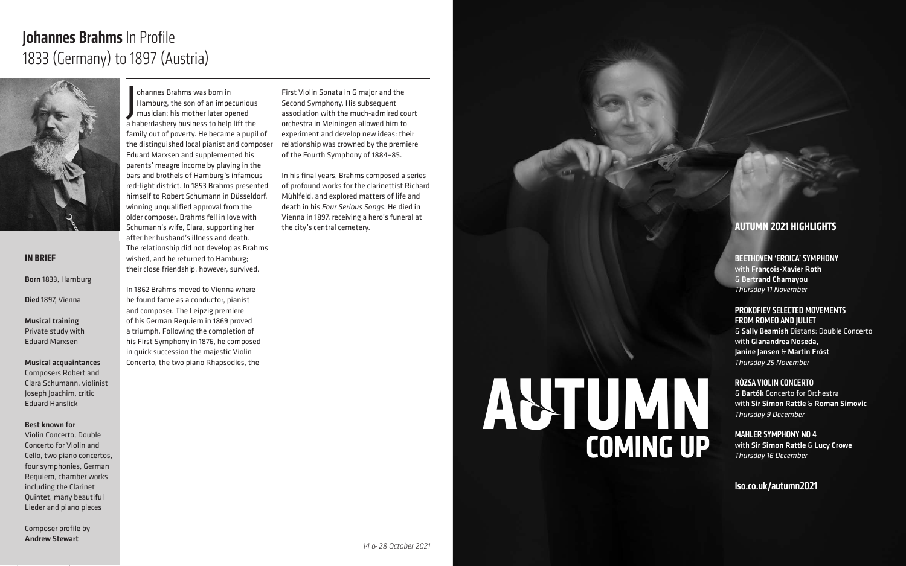# Johannes Brahms In Profile
## 1833 (Germany) to 1897 (Austria)

### IN BRIEF

**Born** 1833, Hamburg

**Died** 1897, Vienna

**Musical training**
Private study with Eduard Marxsen

**Musical acquaintances**
Composers Robert and Clara Schumann, violinist Joseph Joachim, critic Eduard Hanslick

**Best known for**
Violin Concerto, Double Concerto for Violin and Cello, two piano concertos, four symphonies, German Requiem, chamber works including the Clarinet Quintet, many beautiful Lieder and piano pieces

Composer profile by
**Andrew Stewart**

Johannes Brahms was born in Hamburg, the son of an impecunious musician; his mother later opened a haberdashery business to help lift the family out of poverty. He became a pupil of the distinguished local pianist and composer Eduard Marxsen and supplemented his parents' meagre income by playing in the bars and brothels of Hamburg's infamous red-light district. In 1853 Brahms presented himself to Robert Schumann in Düsseldorf, winning unqualified approval from the older composer. Brahms fell in love with Schumann's wife, Clara, supporting her after her husband's illness and death. The relationship did not develop as Brahms wished, and he returned to Hamburg; their close friendship, however, survived.

In 1862 Brahms moved to Vienna where he found fame as a conductor, pianist and composer. The Leipzig premiere of his German Requiem in 1869 proved a triumph. Following the completion of his First Symphony in 1876, he composed in quick succession the majestic Violin Concerto, the two piano Rhapsodies, the First Violin Sonata in G major and the Second Symphony. His subsequent association with the much-admired court orchestra in Meiningen allowed him to experiment and develop new ideas: their relationship was crowned by the premiere of the Fourth Symphony of 1884–85.

In his final years, Brahms composed a series of profound works for the clarinettist Richard Mühlfeld, and explored matters of life and death in his *Four Serious Songs*. He died in Vienna in 1897, receiving a hero's funeral at the city's central cemetery.

*14 & 28 October 2021*

# AUTUMN
## COMING UP

### AUTUMN 2021 HIGHLIGHTS

**BEETHOVEN 'EROICA' SYMPHONY**
with **François-Xavier Roth** & **Bertrand Chamayou**
*Thursday 11 November*

**PROKOFIEV SELECTED MOVEMENTS FROM ROMEO AND JULIET**
& **Sally Beamish** Distans: Double Concerto with **Gianandrea Noseda, Janine Jansen** & **Martin Fröst**
*Thursday 25 November*

**RÓZSA VIOLIN CONCERTO**
& **Bartók** Concerto for Orchestra with **Sir Simon Rattle** & **Roman Simovic**
*Thursday 9 December*

**MAHLER SYMPHONY NO 4**
with **Sir Simon Rattle** & **Lucy Crowe**
*Thursday 16 December*

**lso.co.uk/autumn2021**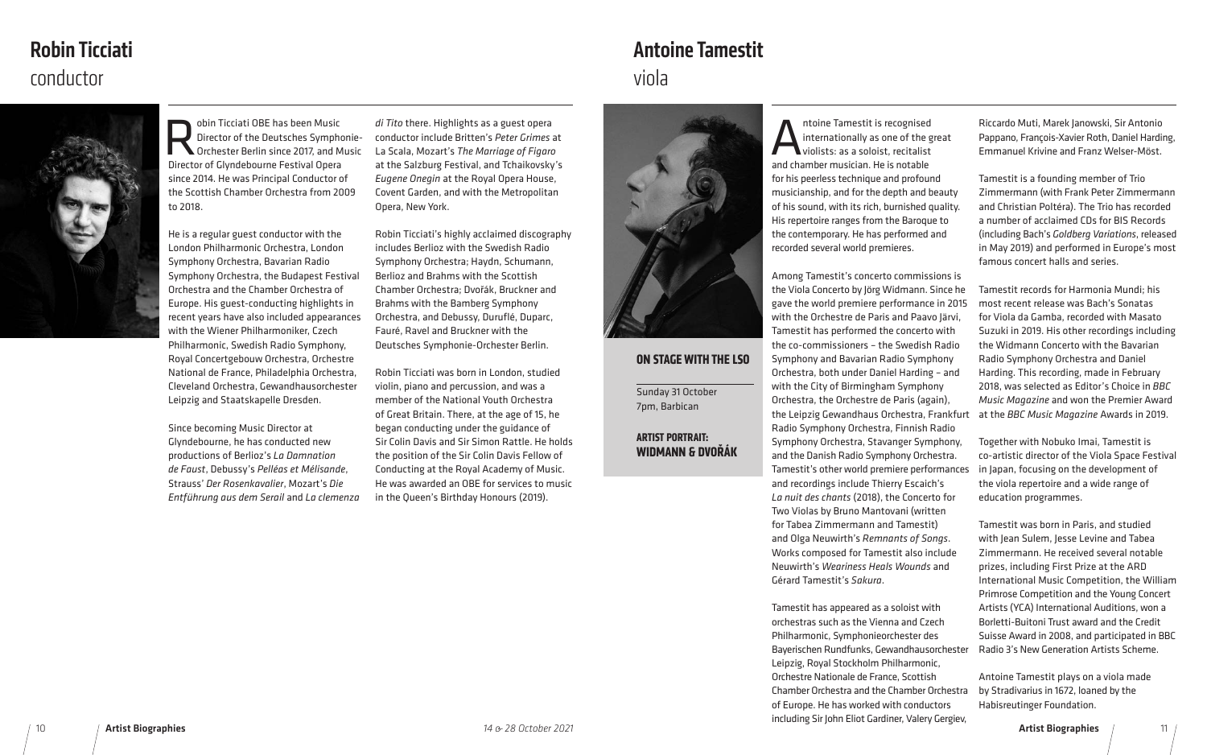# Robin Ticciati

## conductor

Robin Ticciati OBE has been Music Director of the Deutsches Symphonie-Orchester Berlin since 2017, and Music Director of Glyndebourne Festival Opera since 2014. He was Principal Conductor of the Scottish Chamber Orchestra from 2009 to 2018.

He is a regular guest conductor with the London Philharmonic Orchestra, London Symphony Orchestra, Bavarian Radio Symphony Orchestra, the Budapest Festival Orchestra and the Chamber Orchestra of Europe. His guest-conducting highlights in recent years have also included appearances with the Wiener Philharmoniker, Czech Philharmonic, Royal Concertgebouw Orchestra, Orchestre National de France, Philadelphia Orchestra, Cleveland Orchestra, Gewandhausorchester Leipzig and Staatskapelle Dresden.

Since becoming Music Director at Glyndebourne, he has conducted new productions of Berlioz's *La Damnation de Faust*, Debussy's *Pelléas et Mélisande*, Strauss' *Der Rosenkavalier*, Mozart's *Die Entführung aus dem Serail* and *La clemenza di Tito* there. Highlights as a guest opera conductor include Britten's *Peter Grimes* at La Scala, Mozart's *The Marriage of Figaro* at the Salzburg Festival, and Tchaikovsky's *Eugene Onegin* at the Royal Opera House, Covent Garden, and with the Metropolitan Opera, New York.

Robin Ticciati's highly acclaimed discography includes Berlioz with the Swedish Radio Symphony Orchestra; Haydn, Schumann, Berlioz and Brahms with the Scottish Chamber Orchestra; Dvořák, Bruckner and Brahms with the Bamberg Symphony Orchestra, and Debussy, Duruflé, Duparc, Fauré, Ravel and Bruckner with the Deutsches Symphonie-Orchester Berlin.

Robin Ticciati was born in London, studied violin, piano and percussion, and was a member of the National Youth Orchestra of Great Britain. There, at the age of 15, he began conducting under the guidance of Sir Colin Davis and Sir Simon Rattle. He holds the position of the Sir Colin Davis Fellow of Conducting at the Royal Academy of Music. He was awarded an OBE for services to music in the Queen's Birthday Honours (2019).

# Antoine Tamestit

## viola

Antoine Tamestit is recognised internationally as one of the great violists: as a soloist, recitalist and chamber musician. He is notable for his peerless technique and profound musicianship, and for the depth and beauty of his sound, with its rich, burnished quality. His repertoire ranges from the Baroque to the contemporary. He has performed and recorded several world premieres.

Among Tamestit's concerto commissions is the Viola Concerto by Jörg Widmann. Since he gave the world premiere performance in 2015 with the Orchestre de Paris and Paavo Järvi, Tamestit has performed the concerto with the co-commissioners – the Swedish Radio Symphony and Bavarian Radio Symphony Orchestra, both under Daniel Harding – and with the City of Birmingham Symphony Orchestra, the Orchestre de Paris (again), the Leipzig Gewandhaus Orchestra, Frankfurt Radio Symphony Orchestra, Finnish Radio Symphony Orchestra, Stavanger Symphony, and the Danish Radio Symphony Orchestra. Tamestit's other world premiere performances and recordings include Thierry Escaich's *La nuit des chants* (2018), the Concerto for Two Violas by Bruno Mantovani (written for Tabea Zimmermann and Tamestit) and Olga Neuwirth's *Remnants of Songs*. Works composed for Tamestit also include Neuwirth's *Weariness Heals Wounds* and Gérard Tamestit's *Sakura*.

Tamestit has appeared as a soloist with orchestras such as the Vienna and Czech Philharmonic, Symphonieorchester des Bayerischen Rundfunks, Gewandhausorchester Leipzig, Royal Stockholm Philharmonic, Orchestre Nationale de France, Scottish Chamber Orchestra and the Chamber Orchestra of Europe. He has worked with conductors including Sir John Eliot Gardiner, Valery Gergiev, Riccardo Muti, Marek Janowski, Sir Antonio Pappano, François-Xavier Roth, Daniel Harding, Emmanuel Krivine and Franz Welser-Möst.

Tamestit is a founding member of Trio Zimmermann (with Frank Peter Zimmermann and Christian Poltéra). The Trio has recorded a number of acclaimed CDs for BIS Records (including Bach's *Goldberg Variations*, released in May 2019) and performed in Europe's most famous concert halls and series.

Tamestit records for Harmonia Mundi; his most recent release was Bach's Sonatas for Viola da Gamba, recorded with Masato Suzuki in 2019. His other recordings including the Widmann Concerto with the Bavarian Radio Symphony Orchestra and Daniel Harding. This recording, made in February 2018, was selected as Editor's Choice in *BBC Music Magazine* and won the Premier Award at the *BBC Music Magazine* Awards in 2019.

Together with Nobuko Imai, Tamestit is co-artistic director of the Viola Space Festival in Japan, focusing on the development of the viola repertoire and a wide range of education programmes.

Tamestit was born in Paris, and studied with Jean Sulem, Jesse Levine and Tabea Zimmermann. He received several notable prizes, including First Prize at the ARD International Music Competition, the William Primrose Competition and the Young Concert Artists (YCA) International Auditions, won a Borletti-Buitoni Trust award and the Credit Suisse Award in 2008, and participated in BBC Radio 3's New Generation Artists Scheme.

Antoine Tamestit plays on a viola made by Stradivarius in 1672, loaned by the Habisreutinger Foundation.

**ON STAGE WITH THE LSO**

Sunday 31 October
7pm, Barbican

**ARTIST PORTRAIT: WIDMANN & DVOŘÁK**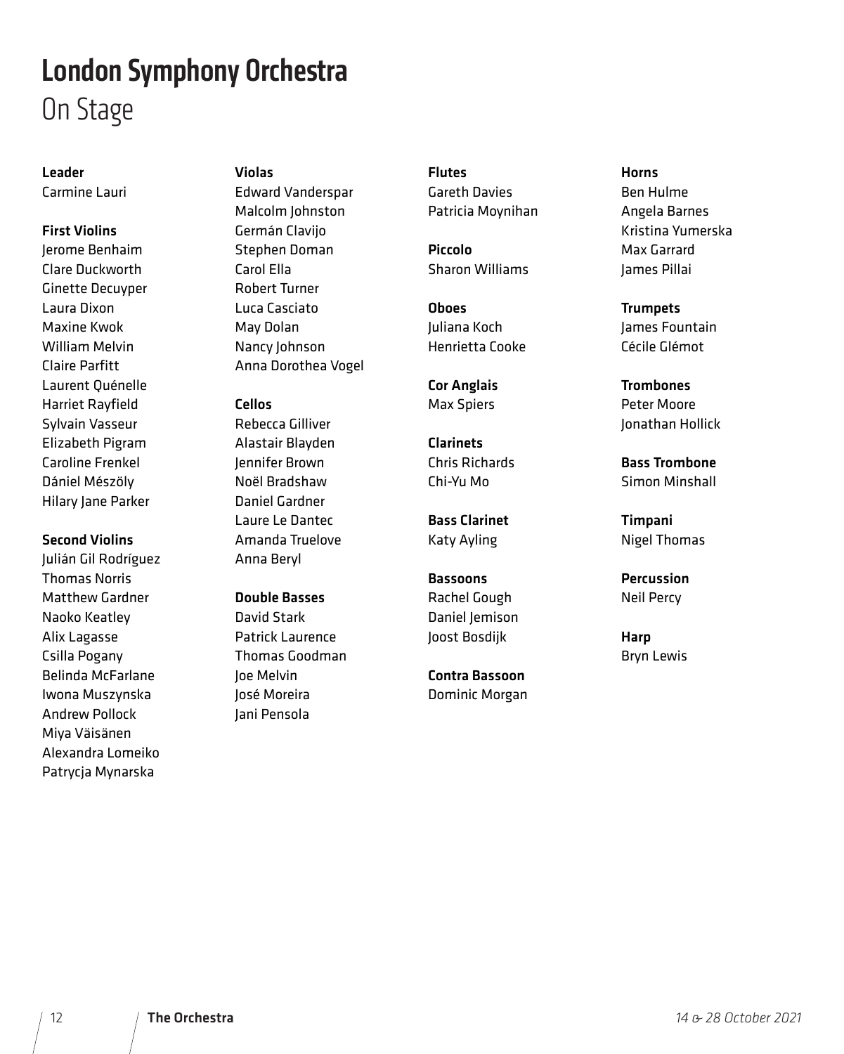# London Symphony Orchestra
## On Stage

**Leader**
Carmine Lauri

**First Violins**
Jerome Benhaim
Clare Duckworth
Ginette Decuyper
Laura Dixon
Maxine Kwok
William Melvin
Claire Parfitt
Laurent Quénelle
Harriet Rayfield
Sylvain Vasseur
Elizabeth Pigram
Caroline Frenkel
Dániel Mészöly
Hilary Jane Parker

**Second Violins**
Julián Gil Rodríguez
Thomas Norris
Matthew Gardner
Naoko Keatley
Alix Lagasse
Csilla Pogany
Belinda McFarlane
Iwona Muszynska
Andrew Pollock
Miya Väisänen
Alexandra Lomeiko
Patrycja Mynarska

**Violas**
Edward Vanderspar
Malcolm Johnston
Germán Clavijo
Stephen Doman
Carol Ella
Robert Turner
Luca Casciato
May Dolan
Nancy Johnson
Anna Dorothea Vogel

**Cellos**
Rebecca Gilliver
Alastair Blayden
Jennifer Brown
Noël Bradshaw
Daniel Gardner
Laure Le Dantec
Amanda Truelove
Anna Beryl

**Double Basses**
David Stark
Patrick Laurence
Thomas Goodman
Joe Melvin
José Moreira
Jani Pensola

**Flutes**
Gareth Davies
Patricia Moynihan

**Piccolo**
Sharon Williams

**Oboes**
Juliana Koch
Henrietta Cooke

**Cor Anglais**
Max Spiers

**Clarinets**
Chris Richards
Chi-Yu Mo

**Bass Clarinet**
Katy Ayling

**Bassoons**
Rachel Gough
Daniel Jemison
Joost Bosdijk

**Contra Bassoon**
Dominic Morgan

**Horns**
Ben Hulme
Angela Barnes
Kristina Yumerska
Max Garrard
James Pillai

**Trumpets**
James Fountain
Cécile Glémot

**Trombones**
Peter Moore
Jonathan Hollick

**Bass Trombone**
Simon Minshall

**Timpani**
Nigel Thomas

**Percussion**
Neil Percy

**Harp**
Bryn Lewis